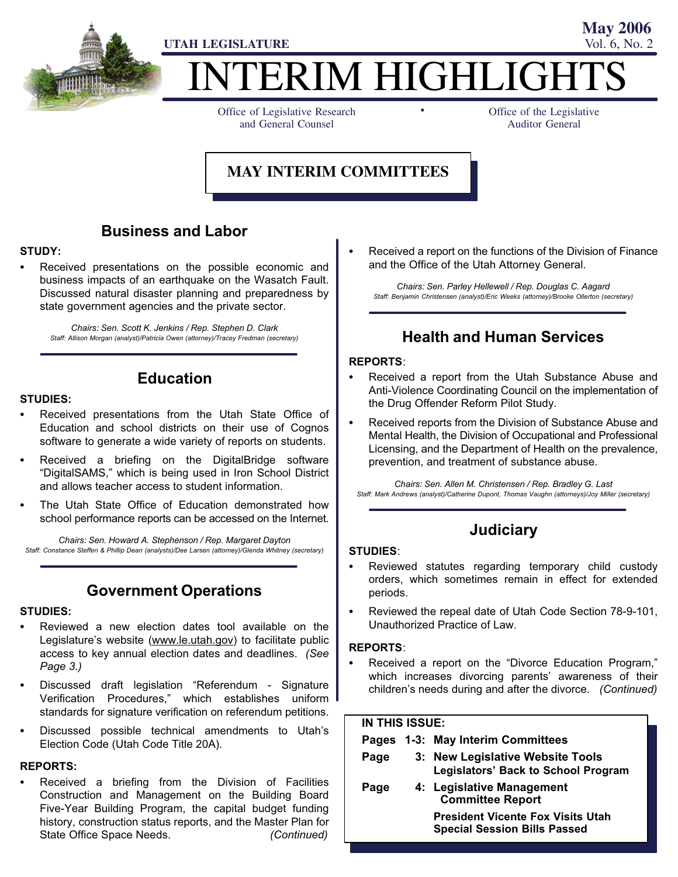UTAH LEGISLATURE

May 2006
Vol. 6, No. 2

# INTERIM HIGHLIGHTS

Office of Legislative Research and General Counsel • Office of the Legislative Auditor General

## MAY INTERIM COMMITTEES

### Business and Labor

**STUDY:**

- Received presentations on the possible economic and business impacts of an earthquake on the Wasatch Fault. Discussed natural disaster planning and preparedness by state government agencies and the private sector.

*Chairs: Sen. Scott K. Jenkins / Rep. Stephen D. Clark*
*Staff: Allison Morgan (analyst)/Patricia Owen (attorney)/Tracey Fredman (secretary)*

### Education

**STUDIES:**

- Received presentations from the Utah State Office of Education and school districts on their use of Cognos software to generate a wide variety of reports on students.
- Received a briefing on the DigitalBridge software "DigitalSAMS," which is being used in Iron School District and allows teacher access to student information.
- The Utah State Office of Education demonstrated how school performance reports can be accessed on the Internet.

*Chairs: Sen. Howard A. Stephenson / Rep. Margaret Dayton*
*Staff: Constance Steffen & Phillip Dean (analysts)/Dee Larsen (attorney)/Glenda Whitney (secretary)*

### Government Operations

**STUDIES:**

- Reviewed a new election dates tool available on the Legislature's website (www.le.utah.gov) to facilitate public access to key annual election dates and deadlines. *(See Page 3.)*
- Discussed draft legislation "Referendum - Signature Verification Procedures," which establishes uniform standards for signature verification on referendum petitions.
- Discussed possible technical amendments to Utah's Election Code (Utah Code Title 20A).

**REPORTS:**

- Received a briefing from the Division of Facilities Construction and Management on the Building Board Five-Year Building Program, the capital budget funding history, construction status reports, and the Master Plan for State Office Space Needs. *(Continued)*
- Received a report on the functions of the Division of Finance and the Office of the Utah Attorney General.

*Chairs: Sen. Parley Hellewell / Rep. Douglas C. Aagard*
*Staff: Benjamin Christensen (analyst)/Eric Weeks (attorney)/Brooke Ollerton (secretary)*

### Health and Human Services

**REPORTS**:

- Received a report from the Utah Substance Abuse and Anti-Violence Coordinating Council on the implementation of the Drug Offender Reform Pilot Study.
- Received reports from the Division of Substance Abuse and Mental Health, the Division of Occupational and Professional Licensing, and the Department of Health on the prevalence, prevention, and treatment of substance abuse.

*Chairs: Sen. Allen M. Christensen / Rep. Bradley G. Last*
*Staff: Mark Andrews (analyst)/Catherine Dupont, Thomas Vaughn (attorneys)/Joy Miller (secretary)*

### Judiciary

**STUDIES**:

- Reviewed statutes regarding temporary child custody orders, which sometimes remain in effect for extended periods.
- Reviewed the repeal date of Utah Code Section 78-9-101, Unauthorized Practice of Law.

**REPORTS**:

- Received a report on the "Divorce Education Program," which increases divorcing parents' awareness of their children's needs during and after the divorce. *(Continued)*

---

**IN THIS ISSUE:**

| | |
|---|---|
| Pages 1-3: | May Interim Committees |
| Page 3: | New Legislative Website Tools<br>Legislators' Back to School Program |
| Page 4: | Legislative Management Committee Report<br>President Vicente Fox Visits Utah<br>Special Session Bills Passed |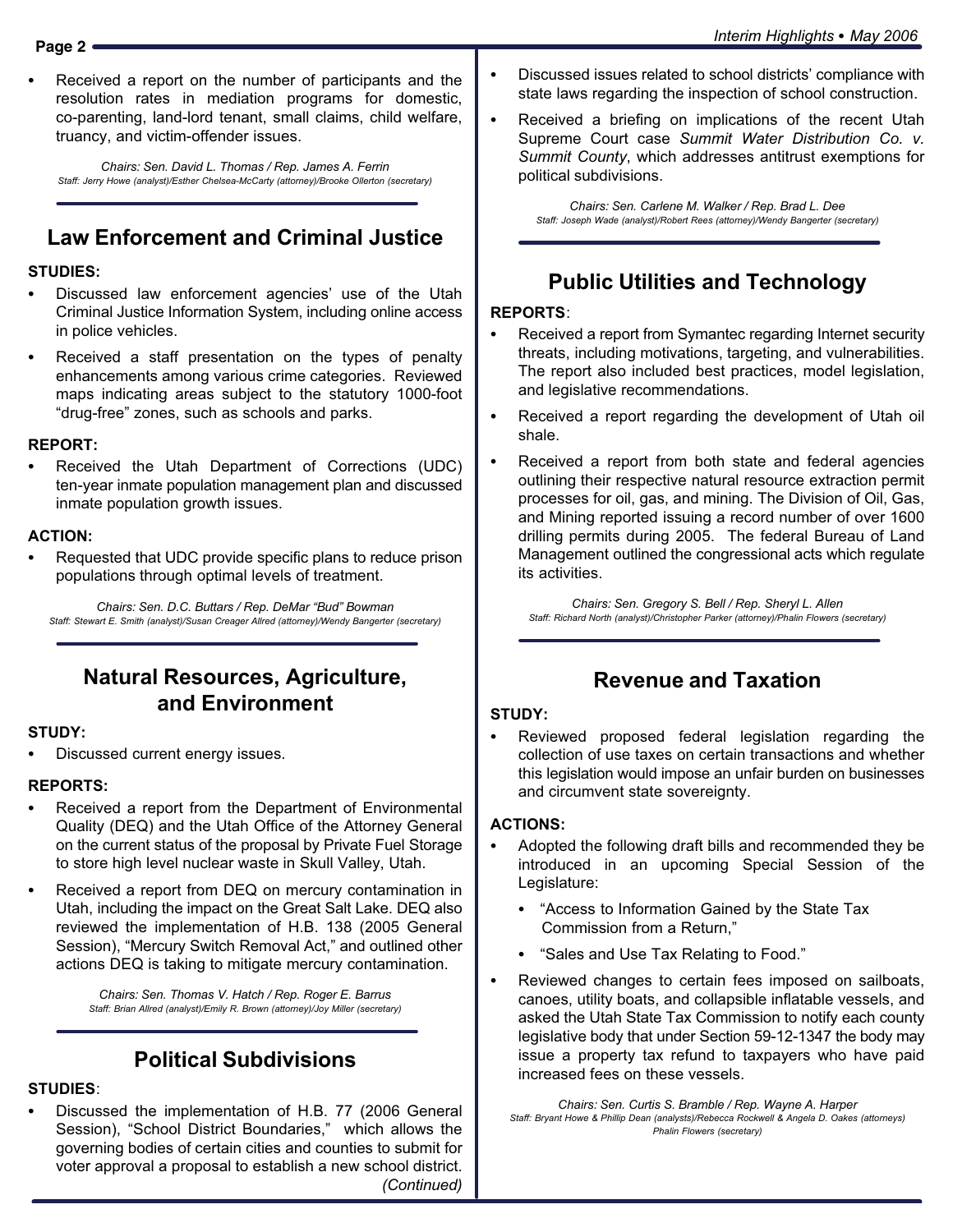- Received a report on the number of participants and the resolution rates in mediation programs for domestic, co-parenting, land-lord tenant, small claims, child welfare, truancy, and victim-offender issues.

*Chairs: Sen. David L. Thomas / Rep. James A. Ferrin*
*Staff: Jerry Howe (analyst)/Esther Chelsea-McCarty (attorney)/Brooke Ollerton (secretary)*

## Law Enforcement and Criminal Justice

**STUDIES:**

- Discussed law enforcement agencies' use of the Utah Criminal Justice Information System, including online access in police vehicles.
- Received a staff presentation on the types of penalty enhancements among various crime categories. Reviewed maps indicating areas subject to the statutory 1000-foot "drug-free" zones, such as schools and parks.

**REPORT:**

- Received the Utah Department of Corrections (UDC) ten-year inmate population management plan and discussed inmate population growth issues.

**ACTION:**

- Requested that UDC provide specific plans to reduce prison populations through optimal levels of treatment.

*Chairs: Sen. D.C. Buttars / Rep. DeMar "Bud" Bowman*
*Staff: Stewart E. Smith (analyst)/Susan Creager Allred (attorney)/Wendy Bangerter (secretary)*

## Natural Resources, Agriculture, and Environment

**STUDY:**

- Discussed current energy issues.

**REPORTS:**

- Received a report from the Department of Environmental Quality (DEQ) and the Utah Office of the Attorney General on the current status of the proposal by Private Fuel Storage to store high level nuclear waste in Skull Valley, Utah.
- Received a report from DEQ on mercury contamination in Utah, including the impact on the Great Salt Lake. DEQ also reviewed the implementation of H.B. 138 (2005 General Session), "Mercury Switch Removal Act," and outlined other actions DEQ is taking to mitigate mercury contamination.

*Chairs: Sen. Thomas V. Hatch / Rep. Roger E. Barrus*
*Staff: Brian Allred (analyst)/Emily R. Brown (attorney)/Joy Miller (secretary)*

## Political Subdivisions

**STUDIES**:

- Discussed the implementation of H.B. 77 (2006 General Session), "School District Boundaries," which allows the governing bodies of certain cities and counties to submit for voter approval a proposal to establish a new school district. *(Continued)*
- Discussed issues related to school districts' compliance with state laws regarding the inspection of school construction.
- Received a briefing on implications of the recent Utah Supreme Court case *Summit Water Distribution Co. v. Summit County*, which addresses antitrust exemptions for political subdivisions.

*Chairs: Sen. Carlene M. Walker / Rep. Brad L. Dee*
*Staff: Joseph Wade (analyst)/Robert Rees (attorney)/Wendy Bangerter (secretary)*

## Public Utilities and Technology

**REPORTS**:

- Received a report from Symantec regarding Internet security threats, including motivations, targeting, and vulnerabilities. The report also included best practices, model legislation, and legislative recommendations.
- Received a report regarding the development of Utah oil shale.
- Received a report from both state and federal agencies outlining their respective natural resource extraction permit processes for oil, gas, and mining. The Division of Oil, Gas, and Mining reported issuing a record number of over 1600 drilling permits during 2005. The federal Bureau of Land Management outlined the congressional acts which regulate its activities.

*Chairs: Sen. Gregory S. Bell / Rep. Sheryl L. Allen*
*Staff: Richard North (analyst)/Christopher Parker (attorney)/Phalin Flowers (secretary)*

## Revenue and Taxation

**STUDY:**

- Reviewed proposed federal legislation regarding the collection of use taxes on certain transactions and whether this legislation would impose an unfair burden on businesses and circumvent state sovereignty.

**ACTIONS:**

- Adopted the following draft bills and recommended they be introduced in an upcoming Special Session of the Legislature:
  - "Access to Information Gained by the State Tax Commission from a Return,"
  - "Sales and Use Tax Relating to Food."
- Reviewed changes to certain fees imposed on sailboats, canoes, utility boats, and collapsible inflatable vessels, and asked the Utah State Tax Commission to notify each county legislative body that under Section 59-12-1347 the body may issue a property tax refund to taxpayers who have paid increased fees on these vessels.

*Chairs: Sen. Curtis S. Bramble / Rep. Wayne A. Harper*
*Staff: Bryant Howe & Phillip Dean (analysts)/Rebecca Rockwell & Angela D. Oakes (attorneys) Phalin Flowers (secretary)*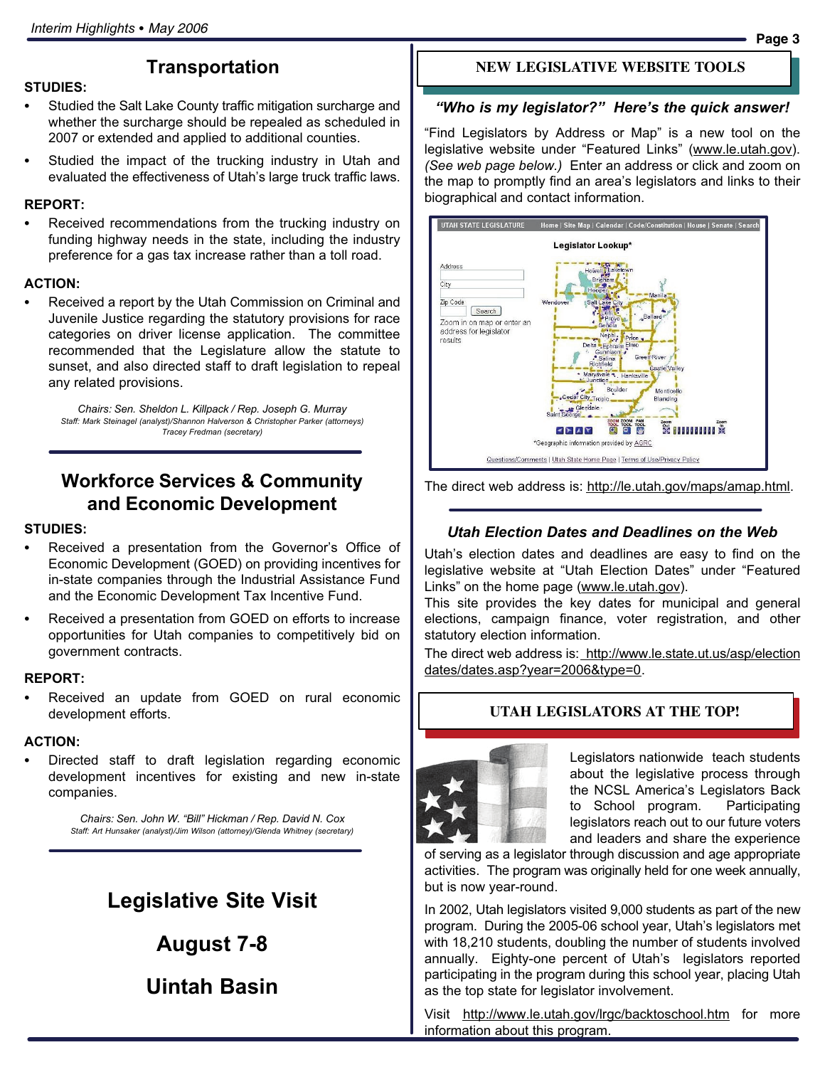## Transportation

**STUDIES:**

- Studied the Salt Lake County traffic mitigation surcharge and whether the surcharge should be repealed as scheduled in 2007 or extended and applied to additional counties.
- Studied the impact of the trucking industry in Utah and evaluated the effectiveness of Utah's large truck traffic laws.

**REPORT:**

- Received recommendations from the trucking industry on funding highway needs in the state, including the industry preference for a gas tax increase rather than a toll road.

**ACTION:**

- Received a report by the Utah Commission on Criminal and Juvenile Justice regarding the statutory provisions for race categories on driver license application. The committee recommended that the Legislature allow the statute to sunset, and also directed staff to draft legislation to repeal any related provisions.

*Chairs: Sen. Sheldon L. Killpack / Rep. Joseph G. Murray*
*Staff: Mark Steinagel (analyst)/Shannon Halverson & Christopher Parker (attorneys)*
*Tracey Fredman (secretary)*

## Workforce Services & Community and Economic Development

**STUDIES:**

- Received a presentation from the Governor's Office of Economic Development (GOED) on providing incentives for in-state companies through the Industrial Assistance Fund and the Economic Development Tax Incentive Fund.
- Received a presentation from GOED on efforts to increase opportunities for Utah companies to competitively bid on government contracts.

**REPORT:**

- Received an update from GOED on rural economic development efforts.

**ACTION:**

- Directed staff to draft legislation regarding economic development incentives for existing and new in-state companies.

*Chairs: Sen. John W. "Bill" Hickman / Rep. David N. Cox*
*Staff: Art Hunsaker (analyst)/Jim Wilson (attorney)/Glenda Whitney (secretary)*

## Legislative Site Visit

## August 7-8

## Uintah Basin

## NEW LEGISLATIVE WEBSITE TOOLS

### *"Who is my legislator?" Here's the quick answer!*

"Find Legislators by Address or Map" is a new tool on the legislative website under "Featured Links" (www.le.utah.gov). *(See web page below.)* Enter an address or click and zoom on the map to promptly find an area's legislators and links to their biographical and contact information.

The direct web address is: http://le.utah.gov/maps/amap.html.

### *Utah Election Dates and Deadlines on the Web*

Utah's election dates and deadlines are easy to find on the legislative website at "Utah Election Dates" under "Featured Links" on the home page (www.le.utah.gov).

This site provides the key dates for municipal and general elections, campaign finance, voter registration, and other statutory election information.

The direct web address is: http://www.le.state.ut.us/asp/electiondates/dates.asp?year=2006&type=0.

## UTAH LEGISLATORS AT THE TOP!

Legislators nationwide teach students about the legislative process through the NCSL America's Legislators Back to School program. Participating legislators reach out to our future voters and leaders and share the experience of serving as a legislator through discussion and age appropriate activities. The program was originally held for one week annually, but is now year-round.

In 2002, Utah legislators visited 9,000 students as part of the new program. During the 2005-06 school year, Utah's legislators met with 18,210 students, doubling the number of students involved annually. Eighty-one percent of Utah's legislators reported participating in the program during this school year, placing Utah as the top state for legislator involvement.

Visit http://www.le.utah.gov/lrgc/backtoschool.htm for more information about this program.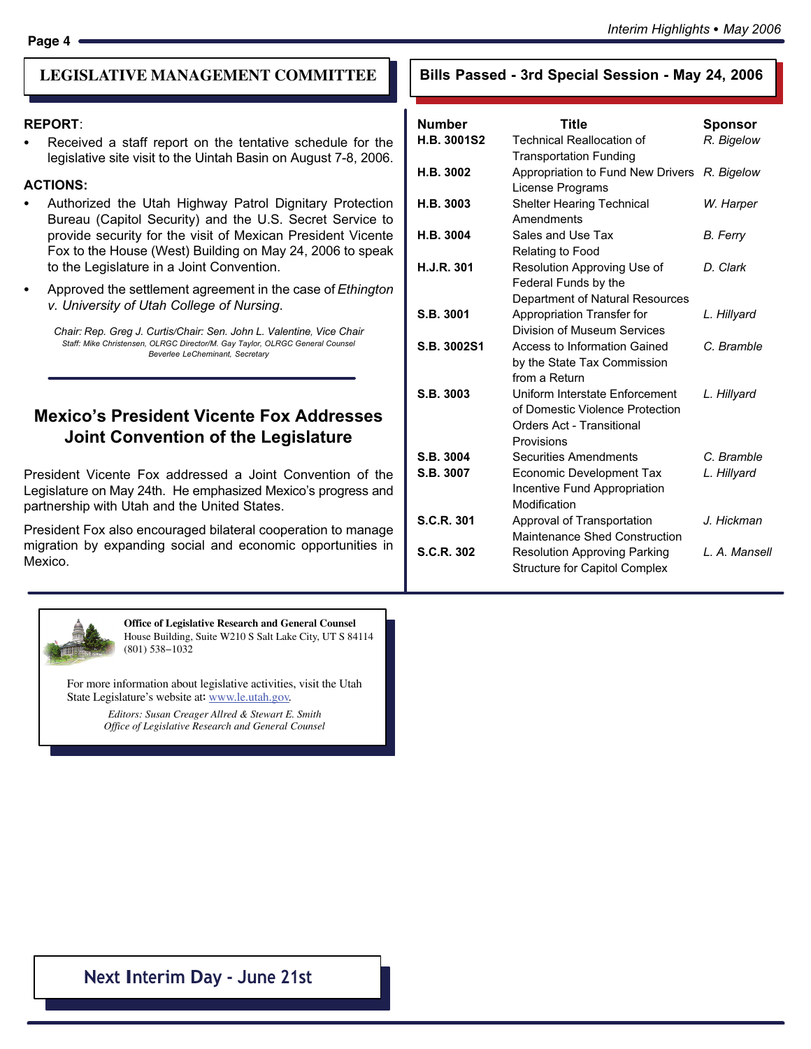## LEGISLATIVE MANAGEMENT COMMITTEE

**REPORT**:

- Received a staff report on the tentative schedule for the legislative site visit to the Uintah Basin on August 7-8, 2006.

**ACTIONS:**

- Authorized the Utah Highway Patrol Dignitary Protection Bureau (Capitol Security) and the U.S. Secret Service to provide security for the visit of Mexican President Vicente Fox to the House (West) Building on May 24, 2006 to speak to the Legislature in a Joint Convention.
- Approved the settlement agreement in the case of *Ethington v. University of Utah College of Nursing*.

*Chair: Rep. Greg J. Curtis/Chair: Sen. John L. Valentine, Vice Chair*
*Staff: Mike Christensen, OLRGC Director/M. Gay Taylor, OLRGC General Counsel*
*Beverlee LeCheminant, Secretary*

## Mexico's President Vicente Fox Addresses Joint Convention of the Legislature

President Vicente Fox addressed a Joint Convention of the Legislature on May 24th. He emphasized Mexico's progress and partnership with Utah and the United States.

President Fox also encouraged bilateral cooperation to manage migration by expanding social and economic opportunities in Mexico.

## Bills Passed - 3rd Special Session - May 24, 2006

| Number | Title | Sponsor |
|---|---|---|
| H.B. 3001S2 | Technical Reallocation of Transportation Funding | *R. Bigelow* |
| H.B. 3002 | Appropriation to Fund New Drivers License Programs | *R. Bigelow* |
| H.B. 3003 | Shelter Hearing Technical Amendments | *W. Harper* |
| H.B. 3004 | Sales and Use Tax Relating to Food | *B. Ferry* |
| H.J.R. 301 | Resolution Approving Use of Federal Funds by the Department of Natural Resources | *D. Clark* |
| S.B. 3001 | Appropriation Transfer for Division of Museum Services | *L. Hillyard* |
| S.B. 3002S1 | Access to Information Gained by the State Tax Commission from a Return | *C. Bramble* |
| S.B. 3003 | Uniform Interstate Enforcement of Domestic Violence Protection Orders Act - Transitional Provisions | *L. Hillyard* |
| S.B. 3004 | Securities Amendments | *C. Bramble* |
| S.B. 3007 | Economic Development Tax Incentive Fund Appropriation Modification | *L. Hillyard* |
| S.C.R. 301 | Approval of Transportation Maintenance Shed Construction | *J. Hickman* |
| S.C.R. 302 | Resolution Approving Parking Structure for Capitol Complex | *L. A. Mansell* |

**Office of Legislative Research and General Counsel**
House Building, Suite W210 S Salt Lake City, UT S 84114
(801) 538−1032

For more information about legislative activities, visit the Utah State Legislature's website at: www.le.utah.gov.

*Editors: Susan Creager Allred & Stewart E. Smith*
*Office of Legislative Research and General Counsel*

**Next Interim Day - June 21st**